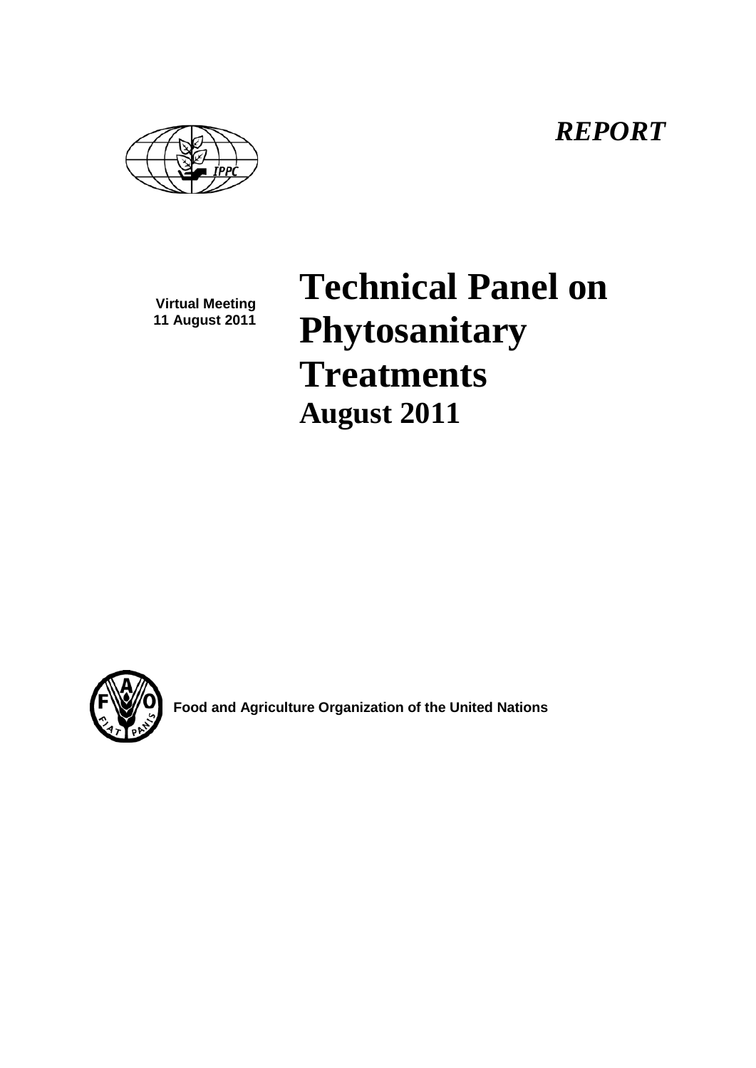*REPORT*

**Virtual Meeting**
**11 August 2011**

# Technical Panel on Phytosanitary Treatments

## August 2011

**Food and Agriculture Organization of the United Nations**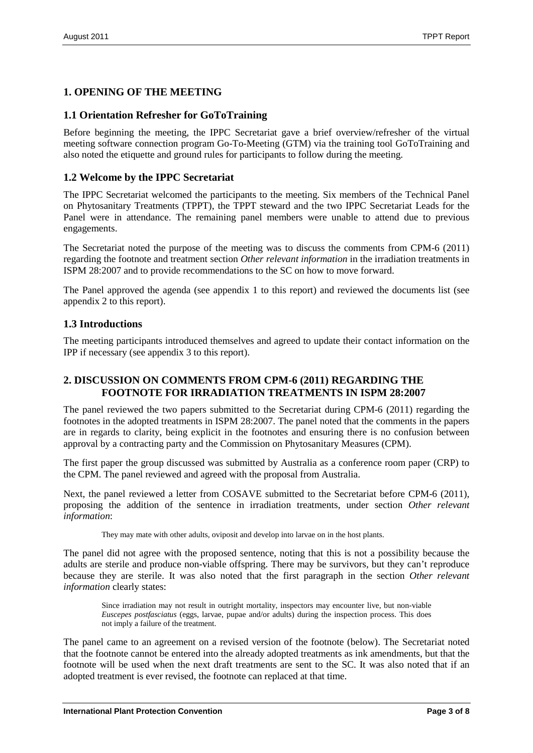## 1. OPENING OF THE MEETING

### 1.1 Orientation Refresher for GoToTraining

Before beginning the meeting, the IPPC Secretariat gave a brief overview/refresher of the virtual meeting software connection program Go-To-Meeting (GTM) via the training tool GoToTraining and also noted the etiquette and ground rules for participants to follow during the meeting.

### 1.2 Welcome by the IPPC Secretariat

The IPPC Secretariat welcomed the participants to the meeting. Six members of the Technical Panel on Phytosanitary Treatments (TPPT), the TPPT steward and the two IPPC Secretariat Leads for the Panel were in attendance. The remaining panel members were unable to attend due to previous engagements.

The Secretariat noted the purpose of the meeting was to discuss the comments from CPM-6 (2011) regarding the footnote and treatment section *Other relevant information* in the irradiation treatments in ISPM 28:2007 and to provide recommendations to the SC on how to move forward.

The Panel approved the agenda (see appendix 1 to this report) and reviewed the documents list (see appendix 2 to this report).

### 1.3 Introductions

The meeting participants introduced themselves and agreed to update their contact information on the IPP if necessary (see appendix 3 to this report).

## 2. DISCUSSION ON COMMENTS FROM CPM-6 (2011) REGARDING THE FOOTNOTE FOR IRRADIATION TREATMENTS IN ISPM 28:2007

The panel reviewed the two papers submitted to the Secretariat during CPM-6 (2011) regarding the footnotes in the adopted treatments in ISPM 28:2007. The panel noted that the comments in the papers are in regards to clarity, being explicit in the footnotes and ensuring there is no confusion between approval by a contracting party and the Commission on Phytosanitary Measures (CPM).

The first paper the group discussed was submitted by Australia as a conference room paper (CRP) to the CPM. The panel reviewed and agreed with the proposal from Australia.

Next, the panel reviewed a letter from COSAVE submitted to the Secretariat before CPM-6 (2011), proposing the addition of the sentence in irradiation treatments, under section *Other relevant information*:

> They may mate with other adults, oviposit and develop into larvae on in the host plants.

The panel did not agree with the proposed sentence, noting that this is not a possibility because the adults are sterile and produce non-viable offspring. There may be survivors, but they can't reproduce because they are sterile. It was also noted that the first paragraph in the section *Other relevant information* clearly states:

> Since irradiation may not result in outright mortality, inspectors may encounter live, but non-viable *Euscepes postfasciatus* (eggs, larvae, pupae and/or adults) during the inspection process. This does not imply a failure of the treatment.

The panel came to an agreement on a revised version of the footnote (below). The Secretariat noted that the footnote cannot be entered into the already adopted treatments as ink amendments, but that the footnote will be used when the next draft treatments are sent to the SC. It was also noted that if an adopted treatment is ever revised, the footnote can replaced at that time.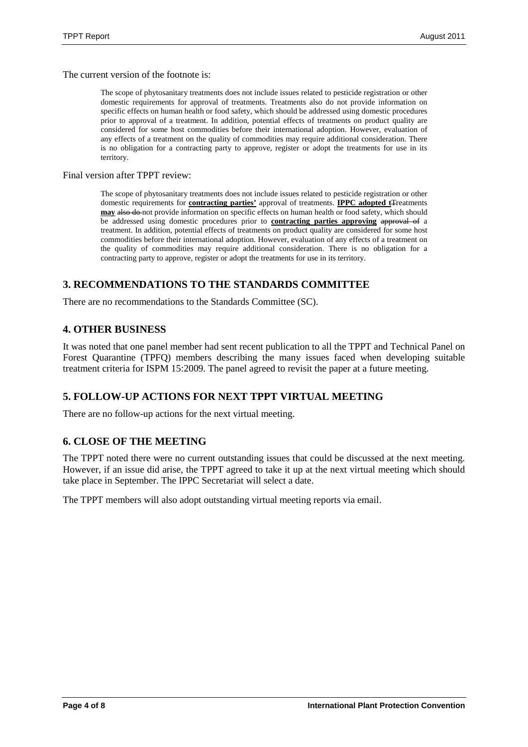The current version of the footnote is:

> The scope of phytosanitary treatments does not include issues related to pesticide registration or other domestic requirements for approval of treatments. Treatments also do not provide information on specific effects on human health or food safety, which should be addressed using domestic procedures prior to approval of a treatment. In addition, potential effects of treatments on product quality are considered for some host commodities before their international adoption. However, evaluation of any effects of a treatment on the quality of commodities may require additional consideration. There is no obligation for a contracting party to approve, register or adopt the treatments for use in its territory.

Final version after TPPT review:

> The scope of phytosanitary treatments does not include issues related to pesticide registration or other domestic requirements for **contracting parties'** approval of treatments. **IPPC adopted t**~~T~~reatments **may** ~~also do~~ not provide information on specific effects on human health or food safety, which should be addressed using domestic procedures prior to **contracting parties approving** ~~approval of~~ a treatment. In addition, potential effects of treatments on product quality are considered for some host commodities before their international adoption. However, evaluation of any effects of a treatment on the quality of commodities may require additional consideration. There is no obligation for a contracting party to approve, register or adopt the treatments for use in its territory.

## 3. RECOMMENDATIONS TO THE STANDARDS COMMITTEE

There are no recommendations to the Standards Committee (SC).

## 4. OTHER BUSINESS

It was noted that one panel member had sent recent publication to all the TPPT and Technical Panel on Forest Quarantine (TPFQ) members describing the many issues faced when developing suitable treatment criteria for ISPM 15:2009. The panel agreed to revisit the paper at a future meeting.

## 5. FOLLOW-UP ACTIONS FOR NEXT TPPT VIRTUAL MEETING

There are no follow-up actions for the next virtual meeting.

## 6. CLOSE OF THE MEETING

The TPPT noted there were no current outstanding issues that could be discussed at the next meeting. However, if an issue did arise, the TPPT agreed to take it up at the next virtual meeting which should take place in September. The IPPC Secretariat will select a date.

The TPPT members will also adopt outstanding virtual meeting reports via email.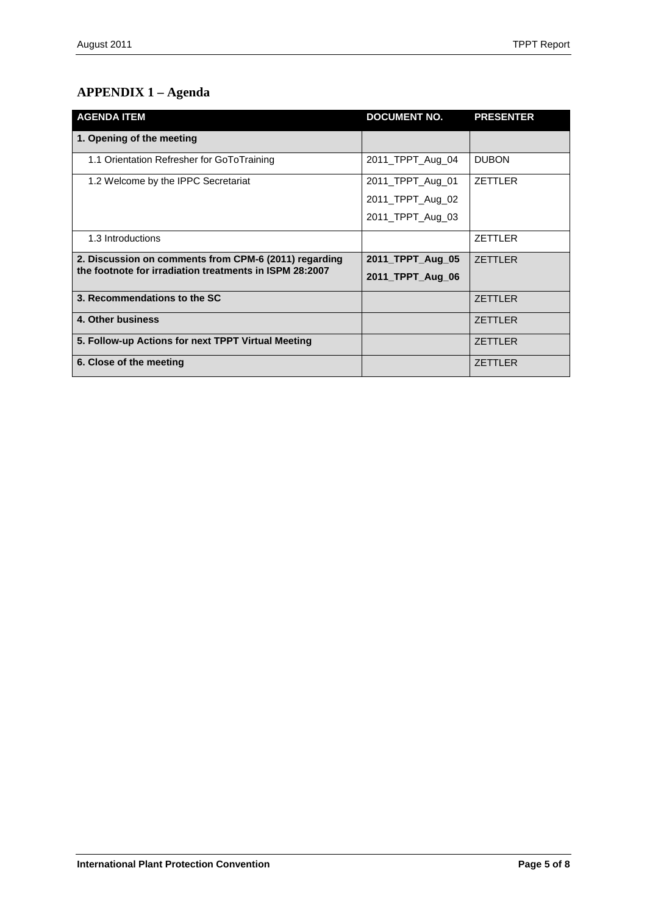## APPENDIX 1 – Agenda

| AGENDA ITEM | DOCUMENT NO. | PRESENTER |
|---|---|---|
| **1. Opening of the meeting** | | |
| 1.1 Orientation Refresher for GoToTraining | 2011_TPPT_Aug_04 | DUBON |
| 1.2 Welcome by the IPPC Secretariat | 2011_TPPT_Aug_01<br>2011_TPPT_Aug_02<br>2011_TPPT_Aug_03 | ZETTLER |
| 1.3 Introductions | | ZETTLER |
| **2. Discussion on comments from CPM-6 (2011) regarding the footnote for irradiation treatments in ISPM 28:2007** | **2011_TPPT_Aug_05**<br>**2011_TPPT_Aug_06** | ZETTLER |
| **3. Recommendations to the SC** | | ZETTLER |
| **4. Other business** | | ZETTLER |
| **5. Follow-up Actions for next TPPT Virtual Meeting** | | ZETTLER |
| **6. Close of the meeting** | | ZETTLER |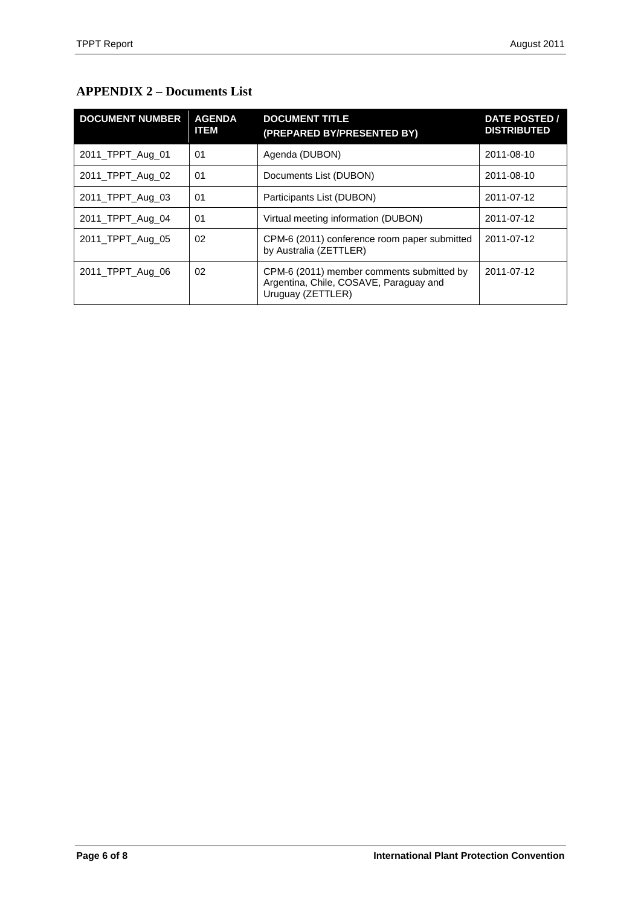## APPENDIX 2 – Documents List

| DOCUMENT NUMBER | AGENDA ITEM | DOCUMENT TITLE (PREPARED BY/PRESENTED BY) | DATE POSTED / DISTRIBUTED |
|---|---|---|---|
| 2011_TPPT_Aug_01 | 01 | Agenda (DUBON) | 2011-08-10 |
| 2011_TPPT_Aug_02 | 01 | Documents List (DUBON) | 2011-08-10 |
| 2011_TPPT_Aug_03 | 01 | Participants List (DUBON) | 2011-07-12 |
| 2011_TPPT_Aug_04 | 01 | Virtual meeting information (DUBON) | 2011-07-12 |
| 2011_TPPT_Aug_05 | 02 | CPM-6 (2011) conference room paper submitted by Australia (ZETTLER) | 2011-07-12 |
| 2011_TPPT_Aug_06 | 02 | CPM-6 (2011) member comments submitted by Argentina, Chile, COSAVE, Paraguay and Uruguay (ZETTLER) | 2011-07-12 |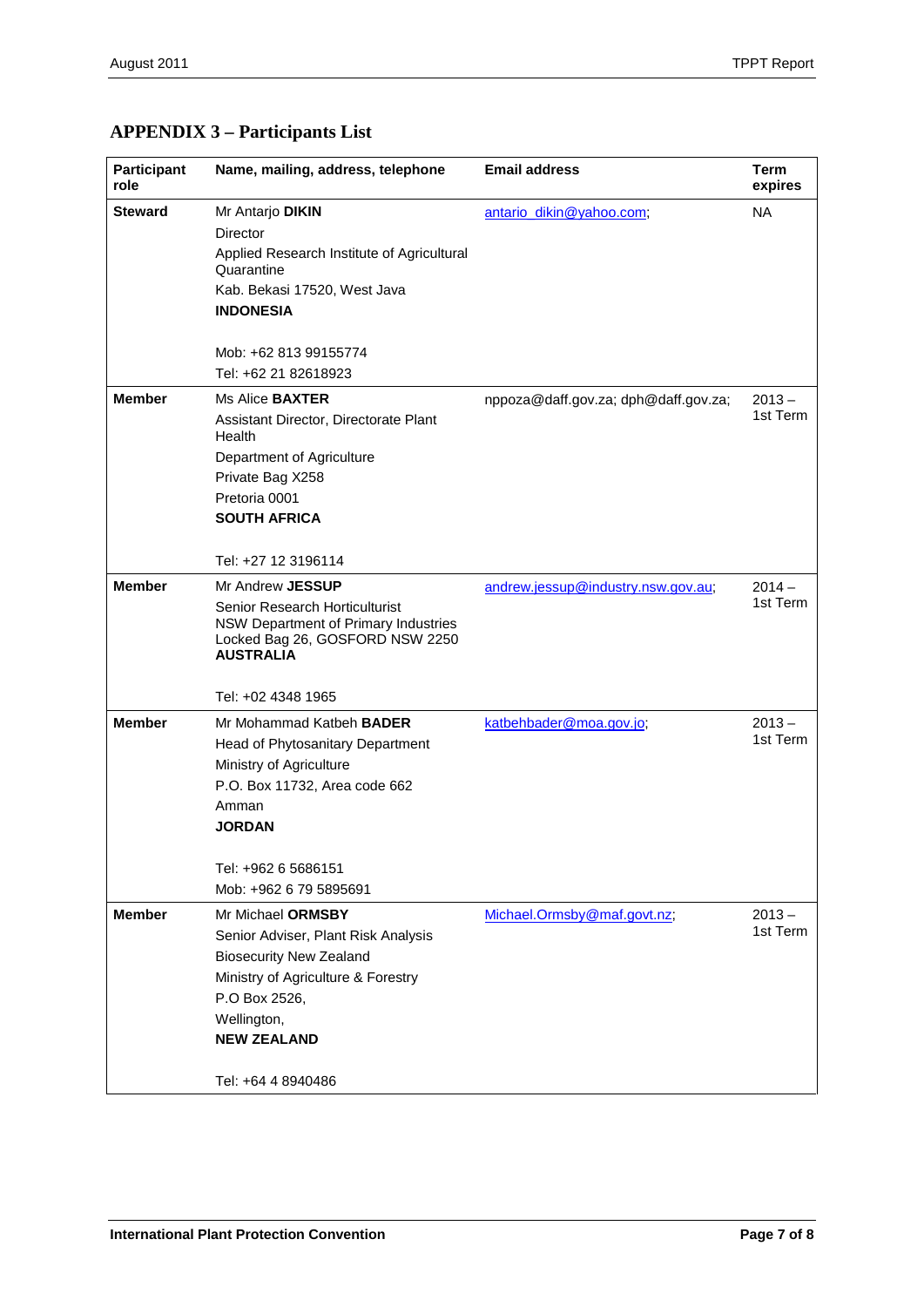# APPENDIX 3 – Participants List

| Participant role | Name, mailing, address, telephone | Email address | Term expires |
|---|---|---|---|
| **Steward** | Mr Antarjo **DIKIN**<br>Director<br>Applied Research Institute of Agricultural Quarantine<br>Kab. Bekasi 17520, West Java<br>**INDONESIA**<br><br>Mob: +62 813 99155774<br>Tel: +62 21 82618923 | antario_dikin@yahoo.com; | NA |
| **Member** | Ms Alice **BAXTER**<br>Assistant Director, Directorate Plant Health<br>Department of Agriculture<br>Private Bag X258<br>Pretoria 0001<br>**SOUTH AFRICA**<br><br>Tel: +27 12 3196114 | nppoza@daff.gov.za; dph@daff.gov.za; | 2013 – 1st Term |
| **Member** | Mr Andrew **JESSUP**<br>Senior Research Horticulturist<br>NSW Department of Primary Industries<br>Locked Bag 26, GOSFORD NSW 2250<br>**AUSTRALIA**<br><br>Tel: +02 4348 1965 | andrew.jessup@industry.nsw.gov.au; | 2014 – 1st Term |
| **Member** | Mr Mohammad Katbeh **BADER**<br>Head of Phytosanitary Department<br>Ministry of Agriculture<br>P.O. Box 11732, Area code 662<br>Amman<br>**JORDAN**<br><br>Tel: +962 6 5686151<br>Mob: +962 6 79 5895691 | katbehbader@moa.gov.jo; | 2013 – 1st Term |
| **Member** | Mr Michael **ORMSBY**<br>Senior Adviser, Plant Risk Analysis<br>Biosecurity New Zealand<br>Ministry of Agriculture & Forestry<br>P.O Box 2526,<br>Wellington,<br>**NEW ZEALAND**<br><br>Tel: +64 4 8940486 | Michael.Ormsby@maf.govt.nz; | 2013 – 1st Term |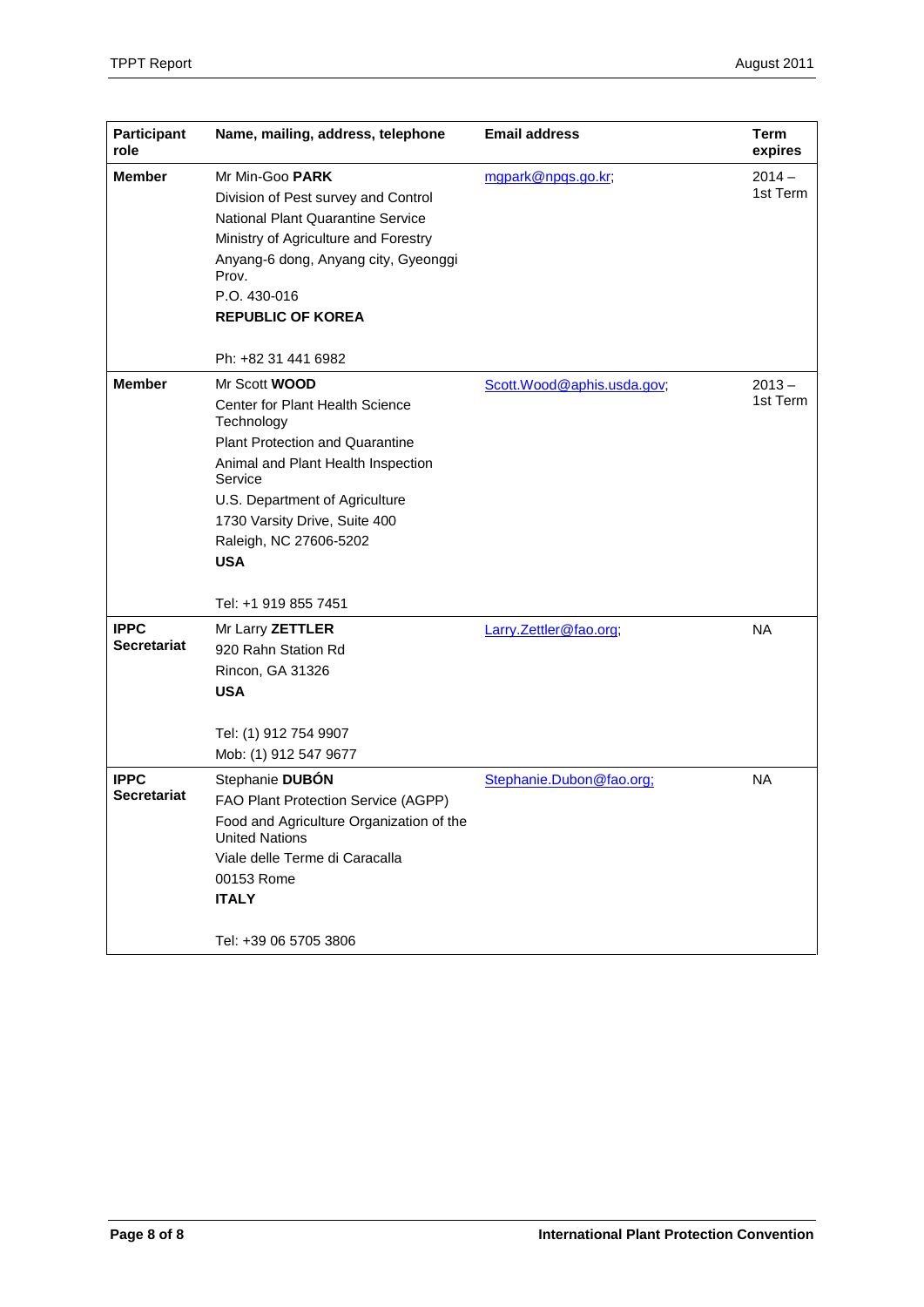| Participant role | Name, mailing, address, telephone | Email address | Term expires |
|---|---|---|---|
| **Member** | Mr Min-Goo **PARK**<br>Division of Pest survey and Control<br>National Plant Quarantine Service<br>Ministry of Agriculture and Forestry<br>Anyang-6 dong, Anyang city, Gyeonggi Prov.<br>P.O. 430-016<br>**REPUBLIC OF KOREA**<br><br>Ph: +82 31 441 6982 | mgpark@npqs.go.kr; | 2014 – 1st Term |
| **Member** | Mr Scott **WOOD**<br>Center for Plant Health Science Technology<br>Plant Protection and Quarantine<br>Animal and Plant Health Inspection Service<br>U.S. Department of Agriculture<br>1730 Varsity Drive, Suite 400<br>Raleigh, NC 27606-5202<br>**USA**<br><br>Tel: +1 919 855 7451 | Scott.Wood@aphis.usda.gov; | 2013 – 1st Term |
| **IPPC Secretariat** | Mr Larry **ZETTLER**<br>920 Rahn Station Rd<br>Rincon, GA 31326<br>**USA**<br><br>Tel: (1) 912 754 9907<br>Mob: (1) 912 547 9677 | Larry.Zettler@fao.org; | NA |
| **IPPC Secretariat** | Stephanie **DUBÓN**<br>FAO Plant Protection Service (AGPP)<br>Food and Agriculture Organization of the United Nations<br>Viale delle Terme di Caracalla<br>00153 Rome<br>**ITALY**<br><br>Tel: +39 06 5705 3806 | Stephanie.Dubon@fao.org; | NA |